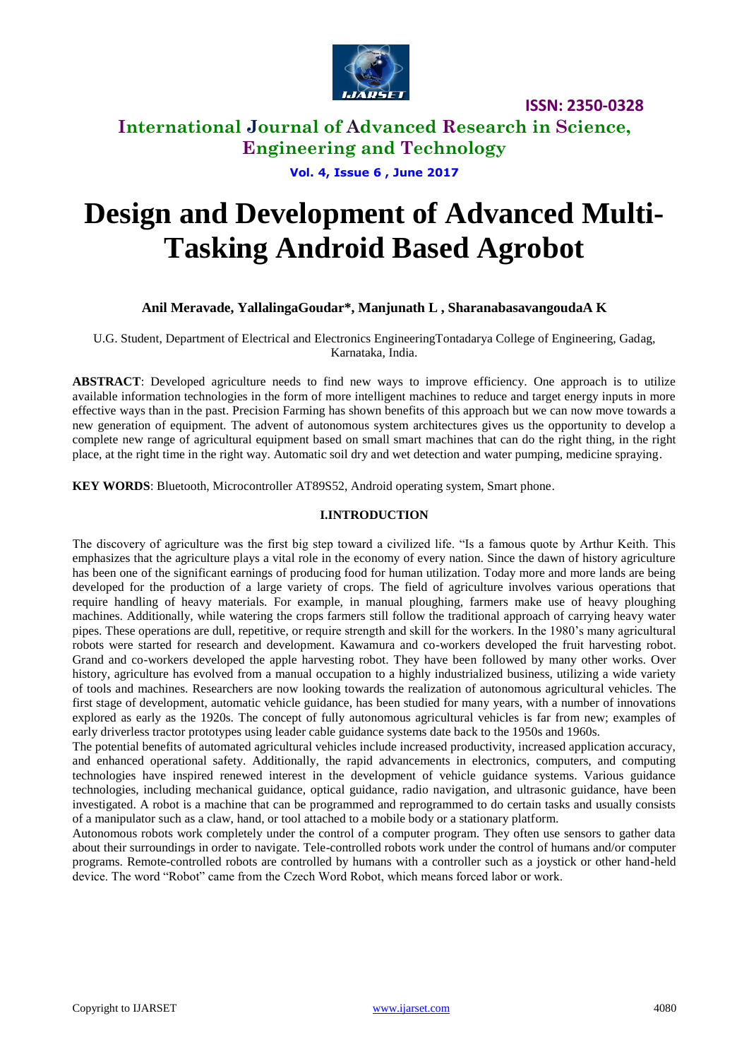# Design and Development of Advanced Multi-Tasking Android Based Agrobot

**Anil Meravade, YallalingaGoudar*, Manjunath L , SharanabasavangoudaA K**

U.G. Student, Department of Electrical and Electronics EngineeringTontadarya College of Engineering, Gadag, Karnataka, India.

**ABSTRACT**: Developed agriculture needs to find new ways to improve efficiency. One approach is to utilize available information technologies in the form of more intelligent machines to reduce and target energy inputs in more effective ways than in the past. Precision Farming has shown benefits of this approach but we can now move towards a new generation of equipment. The advent of autonomous system architectures gives us the opportunity to develop a complete new range of agricultural equipment based on small smart machines that can do the right thing, in the right place, at the right time in the right way. Automatic soil dry and wet detection and water pumping, medicine spraying.

**KEY WORDS**: Bluetooth, Microcontroller AT89S52, Android operating system, Smart phone.

## I.INTRODUCTION

The discovery of agriculture was the first big step toward a civilized life. "Is a famous quote by Arthur Keith. This emphasizes that the agriculture plays a vital role in the economy of every nation. Since the dawn of history agriculture has been one of the significant earnings of producing food for human utilization. Today more and more lands are being developed for the production of a large variety of crops. The field of agriculture involves various operations that require handling of heavy materials. For example, in manual ploughing, farmers make use of heavy ploughing machines. Additionally, while watering the crops farmers still follow the traditional approach of carrying heavy water pipes. These operations are dull, repetitive, or require strength and skill for the workers. In the 1980's many agricultural robots were started for research and development. Kawamura and co-workers developed the fruit harvesting robot. Grand and co-workers developed the apple harvesting robot. They have been followed by many other works. Over history, agriculture has evolved from a manual occupation to a highly industrialized business, utilizing a wide variety of tools and machines. Researchers are now looking towards the realization of autonomous agricultural vehicles. The first stage of development, automatic vehicle guidance, has been studied for many years, with a number of innovations explored as early as the 1920s. The concept of fully autonomous agricultural vehicles is far from new; examples of early driverless tractor prototypes using leader cable guidance systems date back to the 1950s and 1960s.

The potential benefits of automated agricultural vehicles include increased productivity, increased application accuracy, and enhanced operational safety. Additionally, the rapid advancements in electronics, computers, and computing technologies have inspired renewed interest in the development of vehicle guidance systems. Various guidance technologies, including mechanical guidance, optical guidance, radio navigation, and ultrasonic guidance, have been investigated. A robot is a machine that can be programmed and reprogrammed to do certain tasks and usually consists of a manipulator such as a claw, hand, or tool attached to a mobile body or a stationary platform.

Autonomous robots work completely under the control of a computer program. They often use sensors to gather data about their surroundings in order to navigate. Tele-controlled robots work under the control of humans and/or computer programs. Remote-controlled robots are controlled by humans with a controller such as a joystick or other hand-held device. The word "Robot" came from the Czech Word Robot, which means forced labor or work.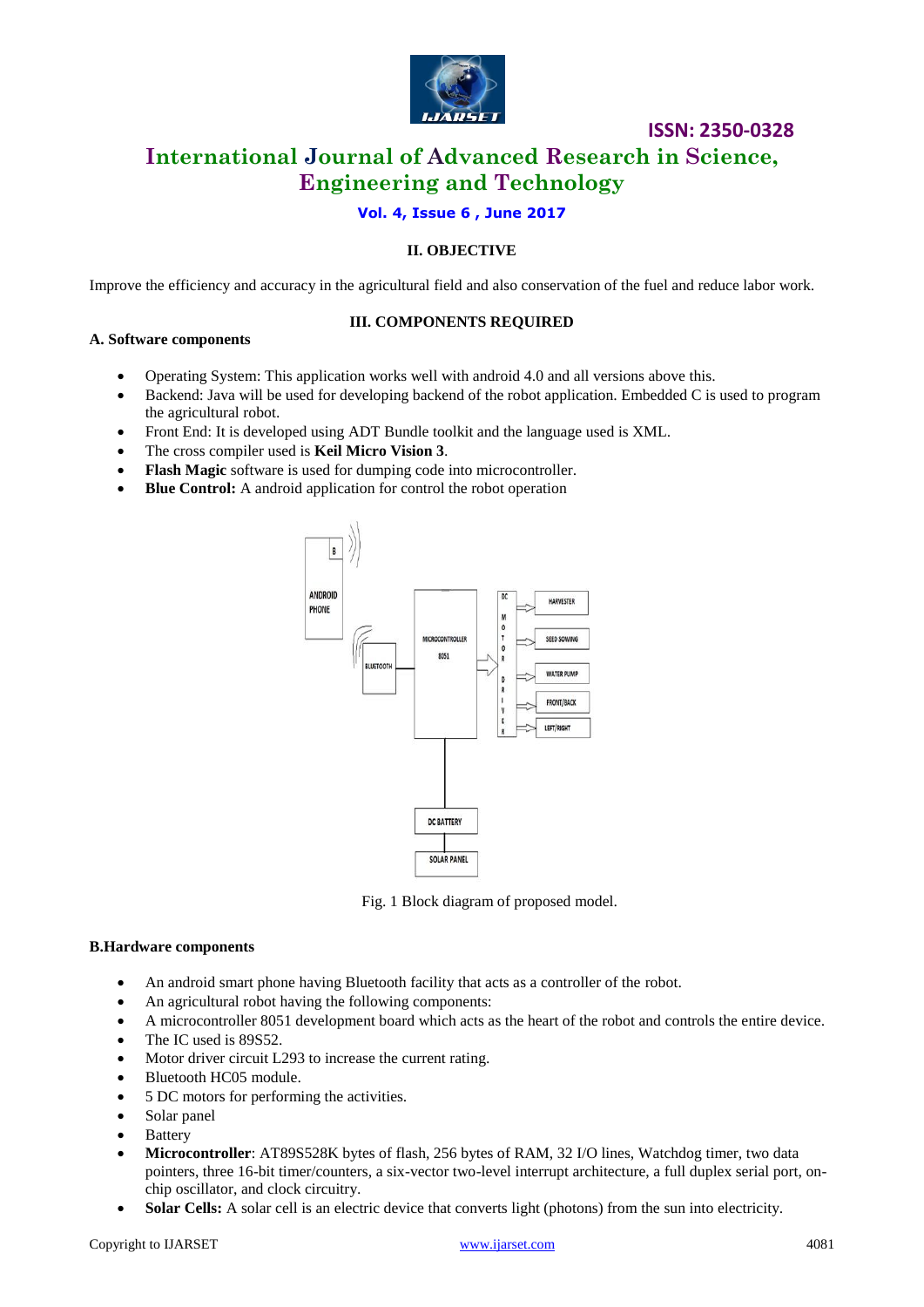## II. OBJECTIVE

Improve the efficiency and accuracy in the agricultural field and also conservation of the fuel and reduce labor work.

## III. COMPONENTS REQUIRED

### A. Software components

- Operating System: This application works well with android 4.0 and all versions above this.
- Backend: Java will be used for developing backend of the robot application. Embedded C is used to program the agricultural robot.
- Front End: It is developed using ADT Bundle toolkit and the language used is XML.
- The cross compiler used is **Keil Micro Vision 3**.
- **Flash Magic** software is used for dumping code into microcontroller.
- **Blue Control:** A android application for control the robot operation

B

ANDROID PHONE

BLUETOOTH

MICROCONTROLLER 8051

DC MOTOR DRIVER

HARVESTER

SEED SOWING

WATER PUMP

FRONT/BACK

LEFT/RIGHT

DC BATTERY

SOLAR PANEL

Fig. 1 Block diagram of proposed model.

### B.Hardware components

- An android smart phone having Bluetooth facility that acts as a controller of the robot.
- An agricultural robot having the following components:
- A microcontroller 8051 development board which acts as the heart of the robot and controls the entire device.
- The IC used is 89S52.
- Motor driver circuit L293 to increase the current rating.
- Bluetooth HC05 module.
- 5 DC motors for performing the activities.
- Solar panel
- Battery
- **Microcontroller**: AT89S528K bytes of flash, 256 bytes of RAM, 32 I/O lines, Watchdog timer, two data pointers, three 16-bit timer/counters, a six-vector two-level interrupt architecture, a full duplex serial port, on-chip oscillator, and clock circuitry.
- **Solar Cells:** A solar cell is an electric device that converts light (photons) from the sun into electricity.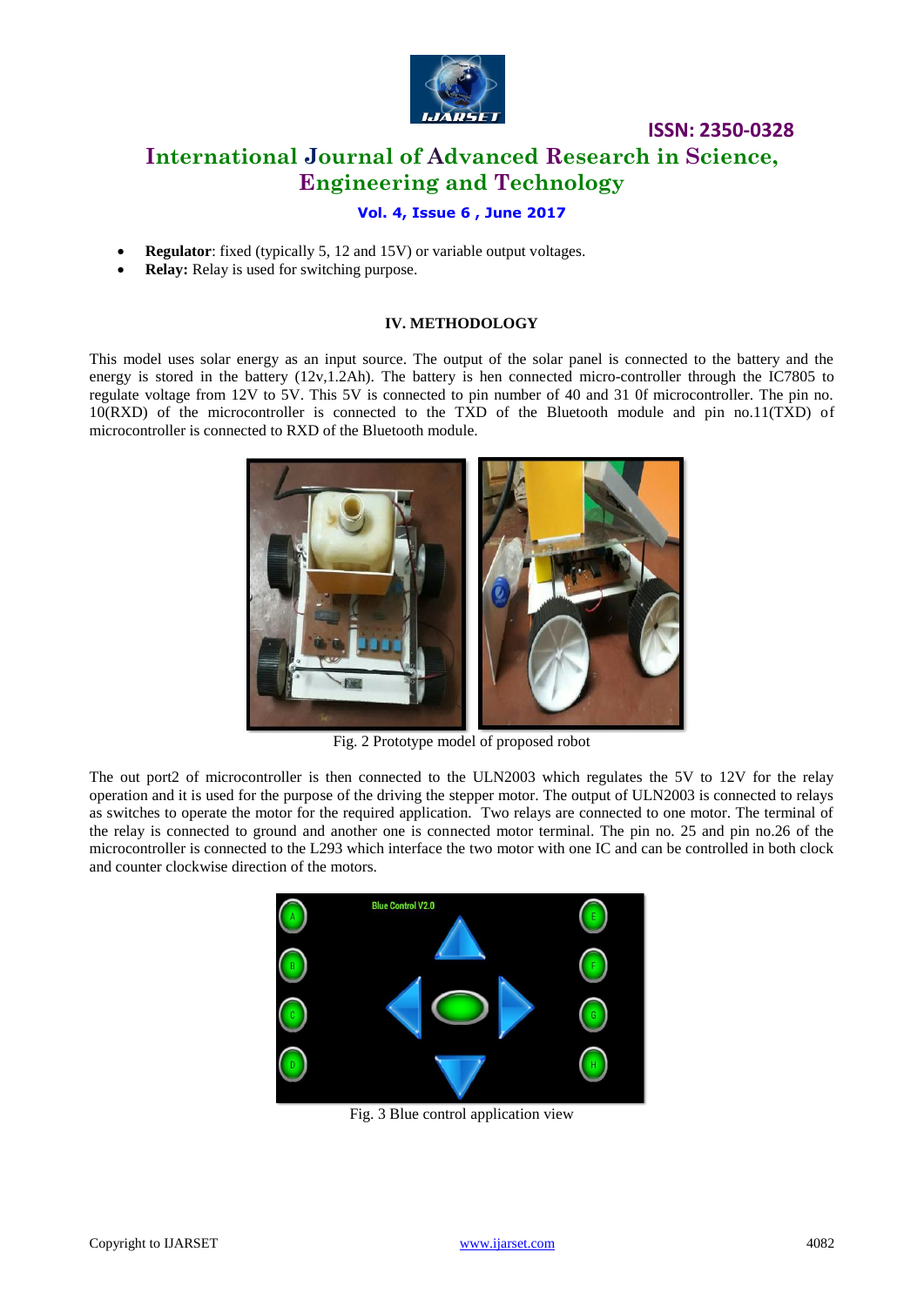- **Regulator**: fixed (typically 5, 12 and 15V) or variable output voltages.
- **Relay:** Relay is used for switching purpose.

## IV. METHODOLOGY

This model uses solar energy as an input source. The output of the solar panel is connected to the battery and the energy is stored in the battery (12v,1.2Ah). The battery is hen connected micro-controller through the IC7805 to regulate voltage from 12V to 5V. This 5V is connected to pin number of 40 and 31 0f microcontroller. The pin no. 10(RXD) of the microcontroller is connected to the TXD of the Bluetooth module and pin no.11(TXD) of microcontroller is connected to RXD of the Bluetooth module.

Fig. 2 Prototype model of proposed robot

The out port2 of microcontroller is then connected to the ULN2003 which regulates the 5V to 12V for the relay operation and it is used for the purpose of the driving the stepper motor. The output of ULN2003 is connected to relays as switches to operate the motor for the required application. Two relays are connected to one motor. The terminal of the relay is connected to ground and another one is connected motor terminal. The pin no. 25 and pin no.26 of the microcontroller is connected to the L293 which interface the two motor with one IC and can be controlled in both clock and counter clockwise direction of the motors.

Blue Control V2.0

A
B
C
D
E
F
G
H

Fig. 3 Blue control application view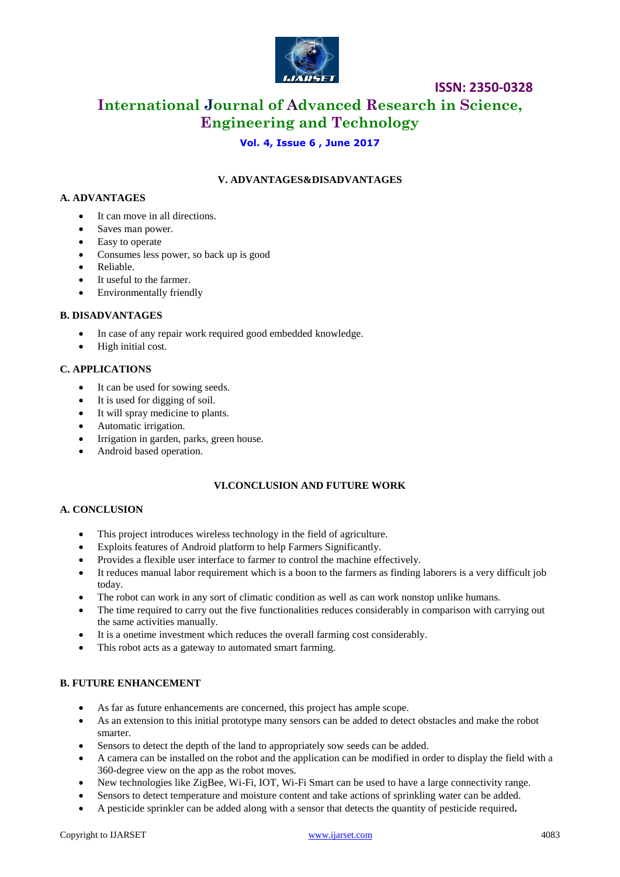## V. ADVANTAGES&DISADVANTAGES

### A. ADVANTAGES

- It can move in all directions.
- Saves man power.
- Easy to operate
- Consumes less power, so back up is good
- Reliable.
- It useful to the farmer.
- Environmentally friendly

### B. DISADVANTAGES

- In case of any repair work required good embedded knowledge.
- High initial cost.

### C. APPLICATIONS

- It can be used for sowing seeds.
- It is used for digging of soil.
- It will spray medicine to plants.
- Automatic irrigation.
- Irrigation in garden, parks, green house.
- Android based operation.

## VI.CONCLUSION AND FUTURE WORK

### A. CONCLUSION

- This project introduces wireless technology in the field of agriculture.
- Exploits features of Android platform to help Farmers Significantly.
- Provides a flexible user interface to farmer to control the machine effectively.
- It reduces manual labor requirement which is a boon to the farmers as finding laborers is a very difficult job today.
- The robot can work in any sort of climatic condition as well as can work nonstop unlike humans.
- The time required to carry out the five functionalities reduces considerably in comparison with carrying out the same activities manually.
- It is a onetime investment which reduces the overall farming cost considerably.
- This robot acts as a gateway to automated smart farming.

### B. FUTURE ENHANCEMENT

- As far as future enhancements are concerned, this project has ample scope.
- As an extension to this initial prototype many sensors can be added to detect obstacles and make the robot smarter.
- Sensors to detect the depth of the land to appropriately sow seeds can be added.
- A camera can be installed on the robot and the application can be modified in order to display the field with a 360-degree view on the app as the robot moves.
- New technologies like ZigBee, Wi-Fi, IOT, Wi-Fi Smart can be used to have a large connectivity range.
- Sensors to detect temperature and moisture content and take actions of sprinkling water can be added.
- A pesticide sprinkler can be added along with a sensor that detects the quantity of pesticide required**.**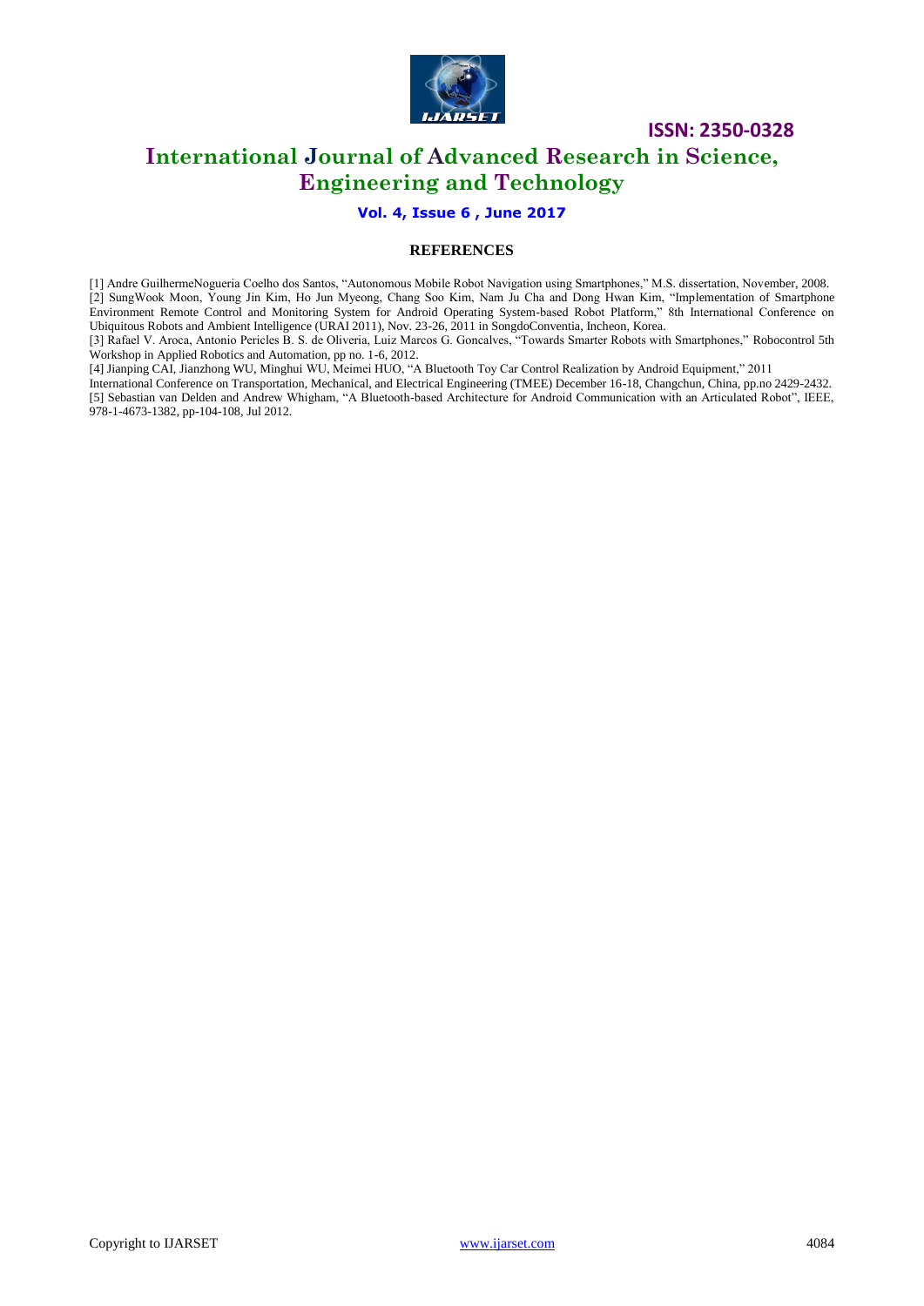## REFERENCES

[1] Andre GuilhermeNogueria Coelho dos Santos, "Autonomous Mobile Robot Navigation using Smartphones," M.S. dissertation, November, 2008.

[2] SungWook Moon, Young Jin Kim, Ho Jun Myeong, Chang Soo Kim, Nam Ju Cha and Dong Hwan Kim, "Implementation of Smartphone Environment Remote Control and Monitoring System for Android Operating System-based Robot Platform," 8th International Conference on Ubiquitous Robots and Ambient Intelligence (URAI 2011), Nov. 23-26, 2011 in SongdoConventia, Incheon, Korea.

[3] Rafael V. Aroca, Antonio Pericles B. S. de Oliveria, Luiz Marcos G. Goncalves, "Towards Smarter Robots with Smartphones," Robocontrol 5th Workshop in Applied Robotics and Automation, pp no. 1-6, 2012.

[4] Jianping CAI, Jianzhong WU, Minghui WU, Meimei HUO, "A Bluetooth Toy Car Control Realization by Android Equipment," 2011 International Conference on Transportation, Mechanical, and Electrical Engineering (TMEE) December 16-18, Changchun, China, pp.no 2429-2432.

[5] Sebastian van Delden and Andrew Whigham, "A Bluetooth-based Architecture for Android Communication with an Articulated Robot", IEEE, 978-1-4673-1382, pp-104-108, Jul 2012.